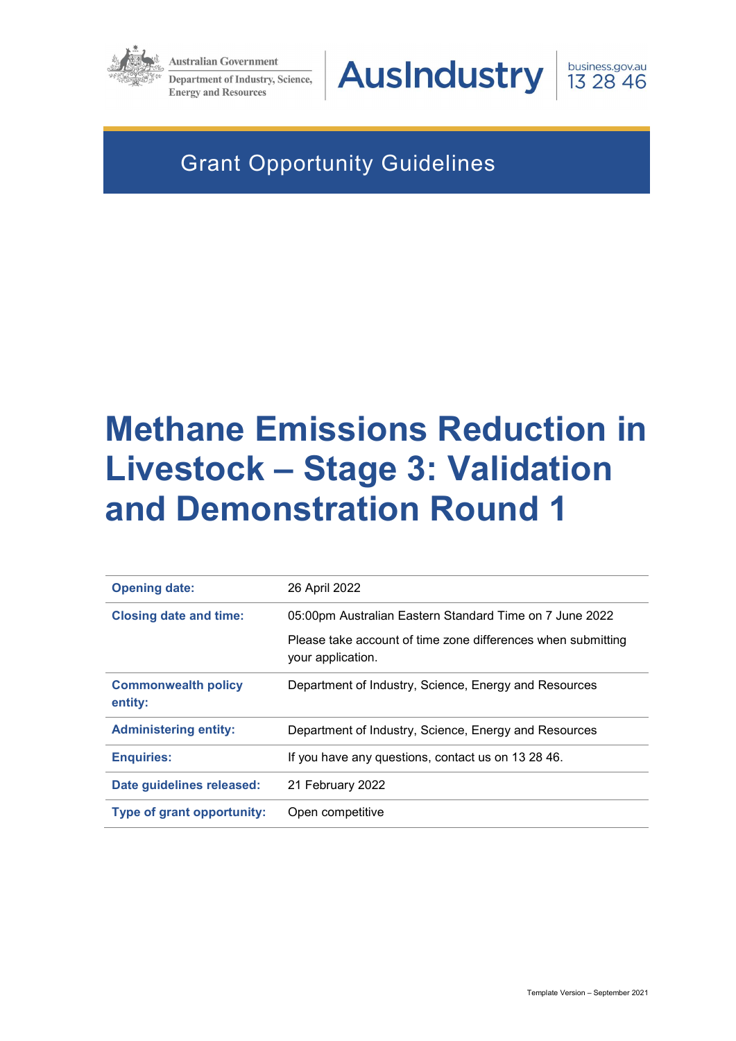Australian Government

Department of Industry, Science, Energy and Resources

AusIndustry

business.gov.au 13 28 46

Grant Opportunity Guidelines

# Methane Emissions Reduction in Livestock – Stage 3: Validation and Demonstration Round 1

| | |
|---|---|
| **Opening date:** | 26 April 2022 |
| **Closing date and time:** | 05:00pm Australian Eastern Standard Time on 7 June 2022<br>Please take account of time zone differences when submitting your application. |
| **Commonwealth policy entity:** | Department of Industry, Science, Energy and Resources |
| **Administering entity:** | Department of Industry, Science, Energy and Resources |
| **Enquiries:** | If you have any questions, contact us on 13 28 46. |
| **Date guidelines released:** | 21 February 2022 |
| **Type of grant opportunity:** | Open competitive |

Template Version – September 2021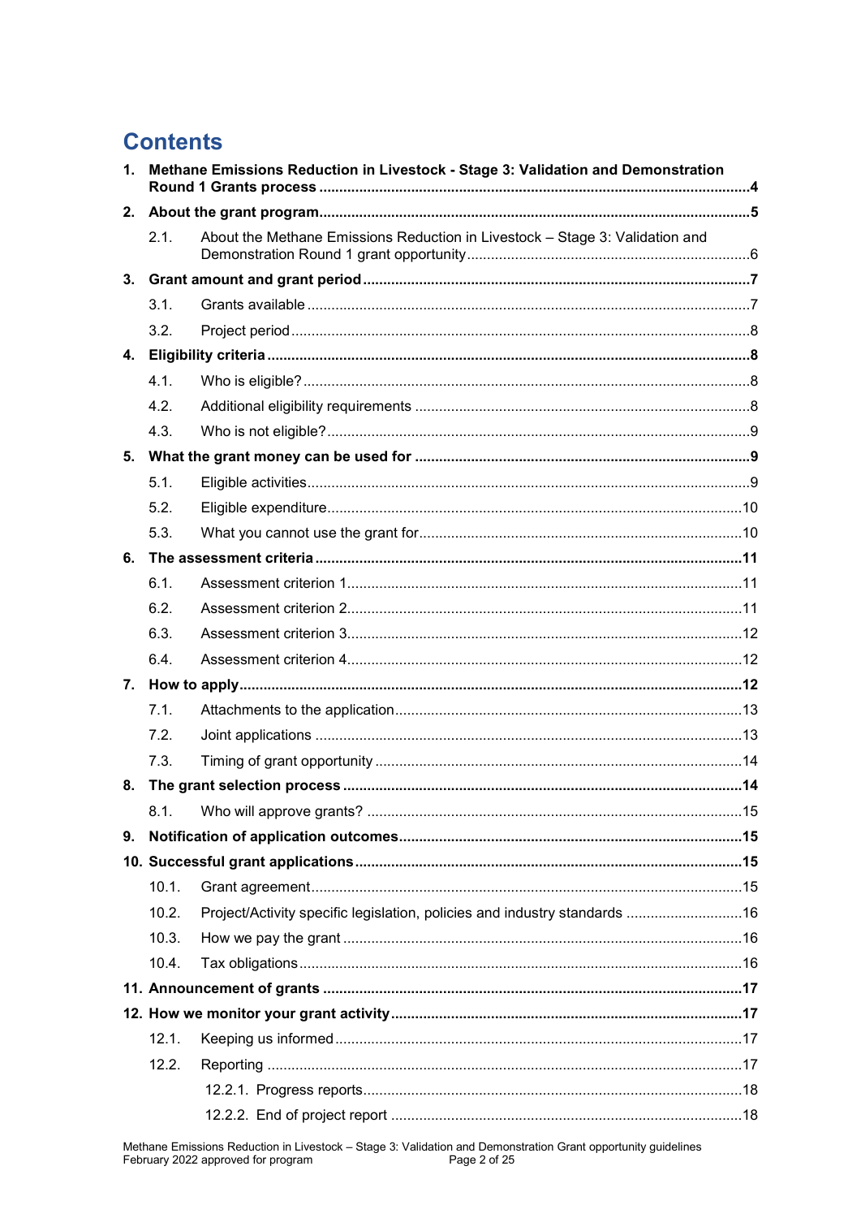# Contents

1. **Methane Emissions Reduction in Livestock - Stage 3: Validation and Demonstration Round 1 Grants process** .......... 4
2. **About the grant program** .......... 5
   - 2.1. About the Methane Emissions Reduction in Livestock – Stage 3: Validation and Demonstration Round 1 grant opportunity .......... 6
3. **Grant amount and grant period** .......... 7
   - 3.1. Grants available .......... 7
   - 3.2. Project period .......... 8
4. **Eligibility criteria** .......... 8
   - 4.1. Who is eligible? .......... 8
   - 4.2. Additional eligibility requirements .......... 8
   - 4.3. Who is not eligible? .......... 9
5. **What the grant money can be used for** .......... 9
   - 5.1. Eligible activities .......... 9
   - 5.2. Eligible expenditure .......... 10
   - 5.3. What you cannot use the grant for .......... 10
6. **The assessment criteria** .......... 11
   - 6.1. Assessment criterion 1 .......... 11
   - 6.2. Assessment criterion 2 .......... 11
   - 6.3. Assessment criterion 3 .......... 12
   - 6.4. Assessment criterion 4 .......... 12
7. **How to apply** .......... 12
   - 7.1. Attachments to the application .......... 13
   - 7.2. Joint applications .......... 13
   - 7.3. Timing of grant opportunity .......... 14
8. **The grant selection process** .......... 14
   - 8.1. Who will approve grants? .......... 15
9. **Notification of application outcomes** .......... 15
10. **Successful grant applications** .......... 15
    - 10.1. Grant agreement .......... 15
    - 10.2. Project/Activity specific legislation, policies and industry standards .......... 16
    - 10.3. How we pay the grant .......... 16
    - 10.4. Tax obligations .......... 16
11. **Announcement of grants** .......... 17
12. **How we monitor your grant activity** .......... 17
    - 12.1. Keeping us informed .......... 17
    - 12.2. Reporting .......... 17
      - 12.2.1. Progress reports .......... 18
      - 12.2.2. End of project report .......... 18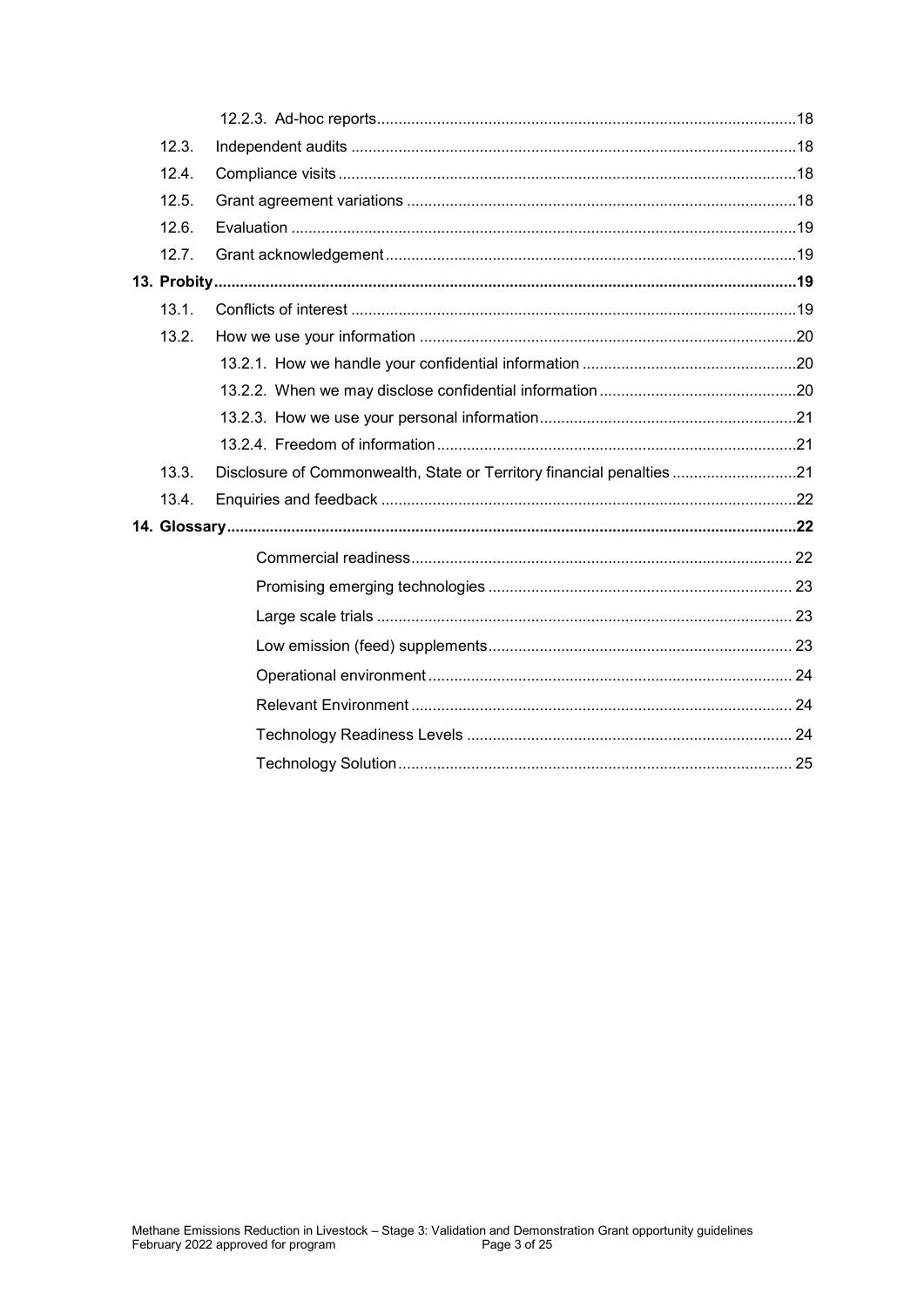12.2.3. Ad-hoc reports ....................................................................................................18

12.3. Independent audits ........................................................................................................18

12.4. Compliance visits ...........................................................................................................18

12.5. Grant agreement variations ...........................................................................................18

12.6. Evaluation ......................................................................................................................19

12.7. Grant acknowledgement ................................................................................................19

**13. Probity......................................................................................................................................19**

13.1. Conflicts of interest ........................................................................................................19

13.2. How we use your information ........................................................................................20

13.2.1. How we handle your confidential information ..................................................20

13.2.2. When we may disclose confidential information ..............................................20

13.2.3. How we use your personal information............................................................21

13.2.4. Freedom of information ....................................................................................21

13.3. Disclosure of Commonwealth, State or Territory financial penalties .............................21

13.4. Enquiries and feedback .................................................................................................22

**14. Glossary...................................................................................................................................22**

Commercial readiness......................................................................................... 22

Promising emerging technologies ....................................................................... 23

Large scale trials ................................................................................................. 23

Low emission (feed) supplements....................................................................... 23

Operational environment ..................................................................................... 24

Relevant Environment ......................................................................................... 24

Technology Readiness Levels ............................................................................ 24

Technology Solution ............................................................................................ 25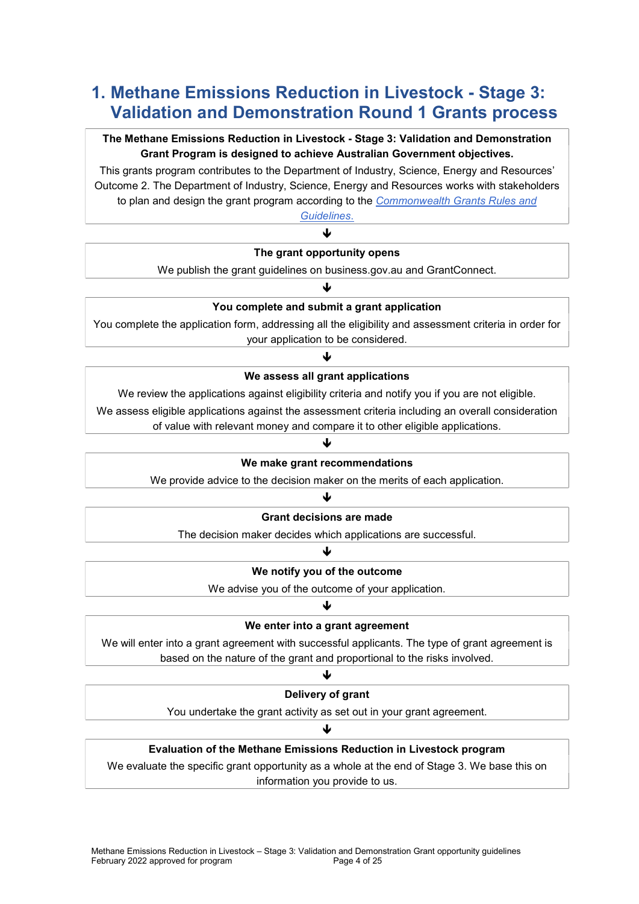# 1. Methane Emissions Reduction in Livestock - Stage 3: Validation and Demonstration Round 1 Grants process

**The Methane Emissions Reduction in Livestock - Stage 3: Validation and Demonstration Grant Program is designed to achieve Australian Government objectives.**

This grants program contributes to the Department of Industry, Science, Energy and Resources' Outcome 2. The Department of Industry, Science, Energy and Resources works with stakeholders to plan and design the grant program according to the *Commonwealth Grants Rules and Guidelines*.

↓

**The grant opportunity opens**

We publish the grant guidelines on business.gov.au and GrantConnect.

↓

**You complete and submit a grant application**

You complete the application form, addressing all the eligibility and assessment criteria in order for your application to be considered.

↓

**We assess all grant applications**

We review the applications against eligibility criteria and notify you if you are not eligible.

We assess eligible applications against the assessment criteria including an overall consideration of value with relevant money and compare it to other eligible applications.

↓

**We make grant recommendations**

We provide advice to the decision maker on the merits of each application.

↓

**Grant decisions are made**

The decision maker decides which applications are successful.

↓

**We notify you of the outcome**

We advise you of the outcome of your application.

↓

**We enter into a grant agreement**

We will enter into a grant agreement with successful applicants. The type of grant agreement is based on the nature of the grant and proportional to the risks involved.

↓

**Delivery of grant**

You undertake the grant activity as set out in your grant agreement.

↓

**Evaluation of the Methane Emissions Reduction in Livestock program**

We evaluate the specific grant opportunity as a whole at the end of Stage 3. We base this on information you provide to us.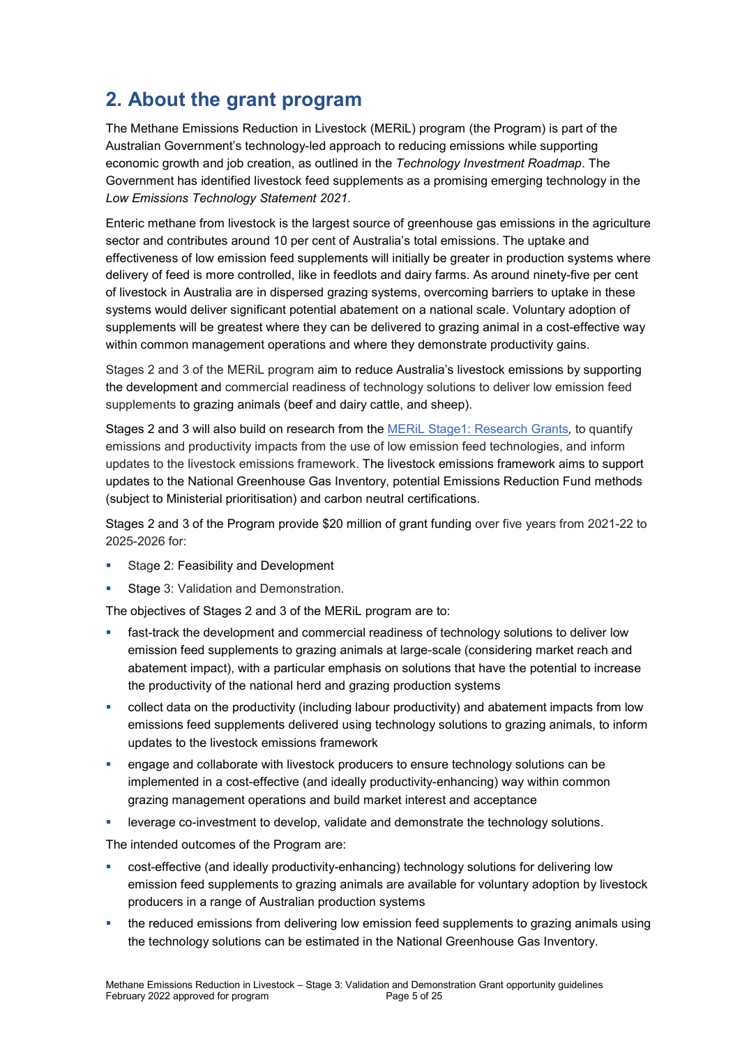## 2. About the grant program

The Methane Emissions Reduction in Livestock (MERiL) program (the Program) is part of the Australian Government's technology-led approach to reducing emissions while supporting economic growth and job creation, as outlined in the *Technology Investment Roadmap*. The Government has identified livestock feed supplements as a promising emerging technology in the *Low Emissions Technology Statement 2021*.

Enteric methane from livestock is the largest source of greenhouse gas emissions in the agriculture sector and contributes around 10 per cent of Australia's total emissions. The uptake and effectiveness of low emission feed supplements will initially be greater in production systems where delivery of feed is more controlled, like in feedlots and dairy farms. As around ninety-five per cent of livestock in Australia are in dispersed grazing systems, overcoming barriers to uptake in these systems would deliver significant potential abatement on a national scale. Voluntary adoption of supplements will be greatest where they can be delivered to grazing animal in a cost-effective way within common management operations and where they demonstrate productivity gains.

Stages 2 and 3 of the MERiL program aim to reduce Australia's livestock emissions by supporting the development and commercial readiness of technology solutions to deliver low emission feed supplements to grazing animals (beef and dairy cattle, and sheep).

Stages 2 and 3 will also build on research from the [MERiL Stage1: Research Grants](), to quantify emissions and productivity impacts from the use of low emission feed technologies, and inform updates to the livestock emissions framework. The livestock emissions framework aims to support updates to the National Greenhouse Gas Inventory, potential Emissions Reduction Fund methods (subject to Ministerial prioritisation) and carbon neutral certifications.

Stages 2 and 3 of the Program provide $20 million of grant funding over five years from 2021-22 to 2025-2026 for:

- Stage 2: Feasibility and Development
- Stage 3: Validation and Demonstration.

The objectives of Stages 2 and 3 of the MERiL program are to:

- fast-track the development and commercial readiness of technology solutions to deliver low emission feed supplements to grazing animals at large-scale (considering market reach and abatement impact), with a particular emphasis on solutions that have the potential to increase the productivity of the national herd and grazing production systems
- collect data on the productivity (including labour productivity) and abatement impacts from low emissions feed supplements delivered using technology solutions to grazing animals, to inform updates to the livestock emissions framework
- engage and collaborate with livestock producers to ensure technology solutions can be implemented in a cost-effective (and ideally productivity-enhancing) way within common grazing management operations and build market interest and acceptance
- leverage co-investment to develop, validate and demonstrate the technology solutions.

The intended outcomes of the Program are:

- cost-effective (and ideally productivity-enhancing) technology solutions for delivering low emission feed supplements to grazing animals are available for voluntary adoption by livestock producers in a range of Australian production systems
- the reduced emissions from delivering low emission feed supplements to grazing animals using the technology solutions can be estimated in the National Greenhouse Gas Inventory.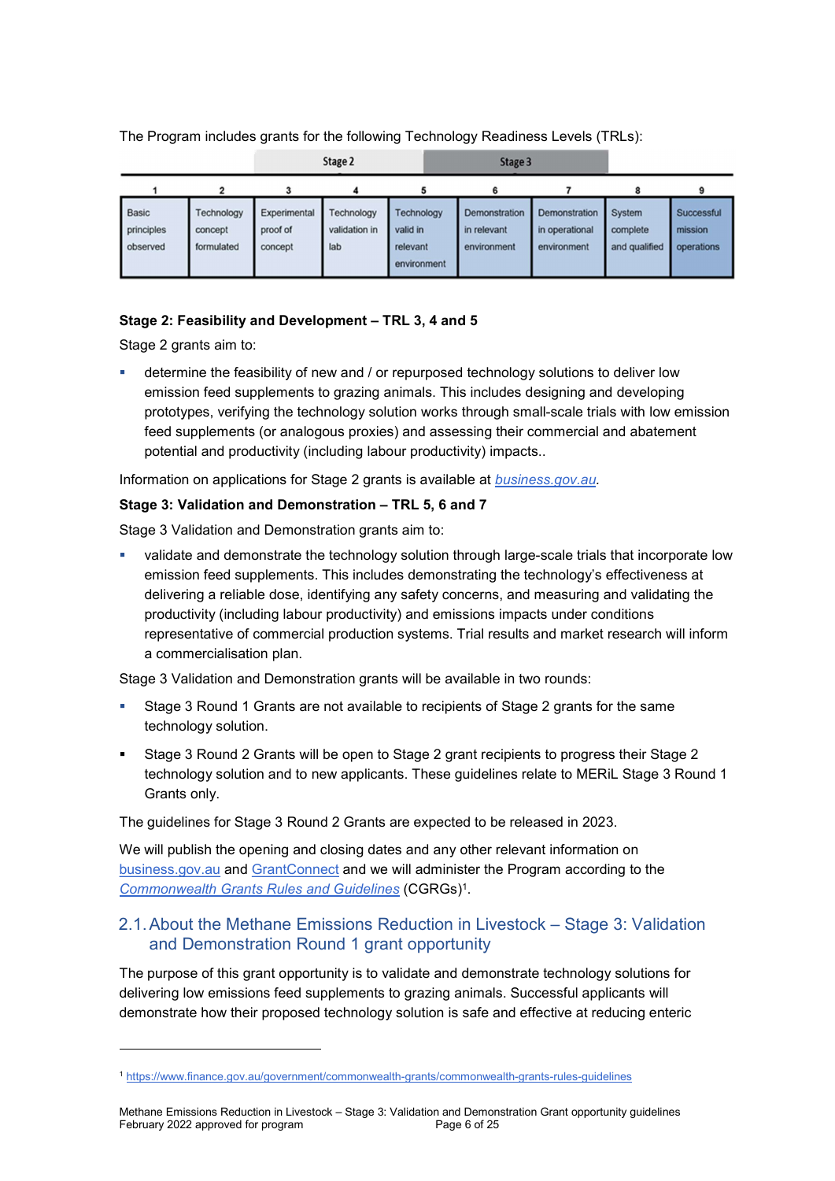The Program includes grants for the following Technology Readiness Levels (TRLs):

| | | Stage 2 | | | Stage 3 | | | |
|---|---|---|---|---|---|---|---|---|
| 1 | 2 | 3 | 4 | 5 | 6 | 7 | 8 | 9 |
| Basic principles observed | Technology concept formulated | Experimental proof of concept | Technology validation in lab | Technology valid in relevant environment | Demonstration in relevant environment | Demonstration in operational environment | System complete and qualified | Successful mission operations |

**Stage 2: Feasibility and Development – TRL 3, 4 and 5**

Stage 2 grants aim to:

- determine the feasibility of new and / or repurposed technology solutions to deliver low emission feed supplements to grazing animals. This includes designing and developing prototypes, verifying the technology solution works through small-scale trials with low emission feed supplements (or analogous proxies) and assessing their commercial and abatement potential and productivity (including labour productivity) impacts..

Information on applications for Stage 2 grants is available at *business.gov.au.*

**Stage 3: Validation and Demonstration – TRL 5, 6 and 7**

Stage 3 Validation and Demonstration grants aim to:

- validate and demonstrate the technology solution through large-scale trials that incorporate low emission feed supplements. This includes demonstrating the technology's effectiveness at delivering a reliable dose, identifying any safety concerns, and measuring and validating the productivity (including labour productivity) and emissions impacts under conditions representative of commercial production systems. Trial results and market research will inform a commercialisation plan.

Stage 3 Validation and Demonstration grants will be available in two rounds:

- Stage 3 Round 1 Grants are not available to recipients of Stage 2 grants for the same technology solution.
- Stage 3 Round 2 Grants will be open to Stage 2 grant recipients to progress their Stage 2 technology solution and to new applicants. These guidelines relate to MERiL Stage 3 Round 1 Grants only.

The guidelines for Stage 3 Round 2 Grants are expected to be released in 2023.

We will publish the opening and closing dates and any other relevant information on business.gov.au and GrantConnect and we will administer the Program according to the *Commonwealth Grants Rules and Guidelines* (CGRGs)[1].

## 2.1. About the Methane Emissions Reduction in Livestock – Stage 3: Validation and Demonstration Round 1 grant opportunity

The purpose of this grant opportunity is to validate and demonstrate technology solutions for delivering low emissions feed supplements to grazing animals. Successful applicants will demonstrate how their proposed technology solution is safe and effective at reducing enteric

[1] https://www.finance.gov.au/government/commonwealth-grants/commonwealth-grants-rules-guidelines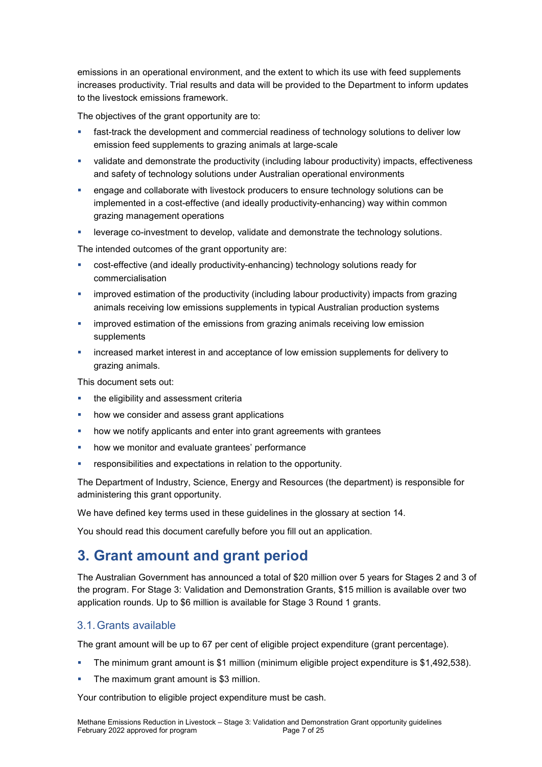emissions in an operational environment, and the extent to which its use with feed supplements increases productivity. Trial results and data will be provided to the Department to inform updates to the livestock emissions framework.

The objectives of the grant opportunity are to:

- fast-track the development and commercial readiness of technology solutions to deliver low emission feed supplements to grazing animals at large-scale
- validate and demonstrate the productivity (including labour productivity) impacts, effectiveness and safety of technology solutions under Australian operational environments
- engage and collaborate with livestock producers to ensure technology solutions can be implemented in a cost-effective (and ideally productivity-enhancing) way within common grazing management operations
- leverage co-investment to develop, validate and demonstrate the technology solutions.

The intended outcomes of the grant opportunity are:

- cost-effective (and ideally productivity-enhancing) technology solutions ready for commercialisation
- improved estimation of the productivity (including labour productivity) impacts from grazing animals receiving low emissions supplements in typical Australian production systems
- improved estimation of the emissions from grazing animals receiving low emission supplements
- increased market interest in and acceptance of low emission supplements for delivery to grazing animals.

This document sets out:

- the eligibility and assessment criteria
- how we consider and assess grant applications
- how we notify applicants and enter into grant agreements with grantees
- how we monitor and evaluate grantees' performance
- responsibilities and expectations in relation to the opportunity.

The Department of Industry, Science, Energy and Resources (the department) is responsible for administering this grant opportunity.

We have defined key terms used in these guidelines in the glossary at section 14.

You should read this document carefully before you fill out an application.

# 3. Grant amount and grant period

The Australian Government has announced a total of $20 million over 5 years for Stages 2 and 3 of the program. For Stage 3: Validation and Demonstration Grants, $15 million is available over two application rounds. Up to $6 million is available for Stage 3 Round 1 grants.

## 3.1. Grants available

The grant amount will be up to 67 per cent of eligible project expenditure (grant percentage).

- The minimum grant amount is $1 million (minimum eligible project expenditure is $1,492,538).
- The maximum grant amount is $3 million.

Your contribution to eligible project expenditure must be cash.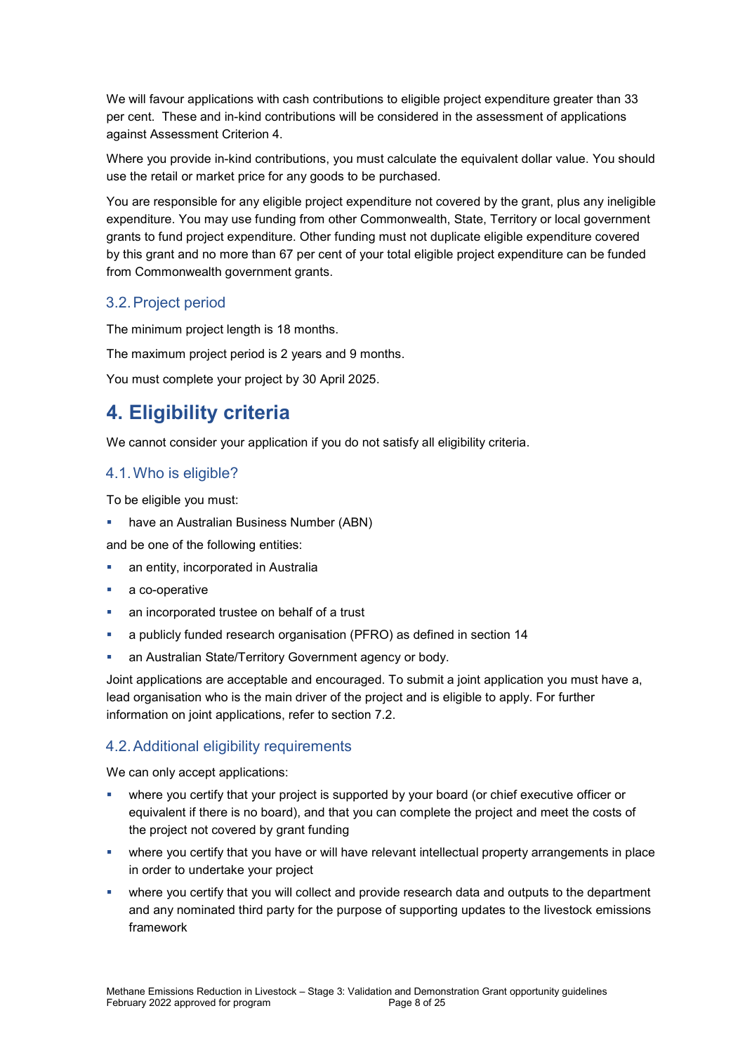We will favour applications with cash contributions to eligible project expenditure greater than 33 per cent. These and in-kind contributions will be considered in the assessment of applications against Assessment Criterion 4.

Where you provide in-kind contributions, you must calculate the equivalent dollar value. You should use the retail or market price for any goods to be purchased.

You are responsible for any eligible project expenditure not covered by the grant, plus any ineligible expenditure. You may use funding from other Commonwealth, State, Territory or local government grants to fund project expenditure. Other funding must not duplicate eligible expenditure covered by this grant and no more than 67 per cent of your total eligible project expenditure can be funded from Commonwealth government grants.

### 3.2. Project period

The minimum project length is 18 months.

The maximum project period is 2 years and 9 months.

You must complete your project by 30 April 2025.

## 4. Eligibility criteria

We cannot consider your application if you do not satisfy all eligibility criteria.

### 4.1. Who is eligible?

To be eligible you must:

- have an Australian Business Number (ABN)

and be one of the following entities:

- an entity, incorporated in Australia
- a co-operative
- an incorporated trustee on behalf of a trust
- a publicly funded research organisation (PFRO) as defined in section 14
- an Australian State/Territory Government agency or body.

Joint applications are acceptable and encouraged. To submit a joint application you must have a, lead organisation who is the main driver of the project and is eligible to apply. For further information on joint applications, refer to section 7.2.

### 4.2. Additional eligibility requirements

We can only accept applications:

- where you certify that your project is supported by your board (or chief executive officer or equivalent if there is no board), and that you can complete the project and meet the costs of the project not covered by grant funding
- where you certify that you have or will have relevant intellectual property arrangements in place in order to undertake your project
- where you certify that you will collect and provide research data and outputs to the department and any nominated third party for the purpose of supporting updates to the livestock emissions framework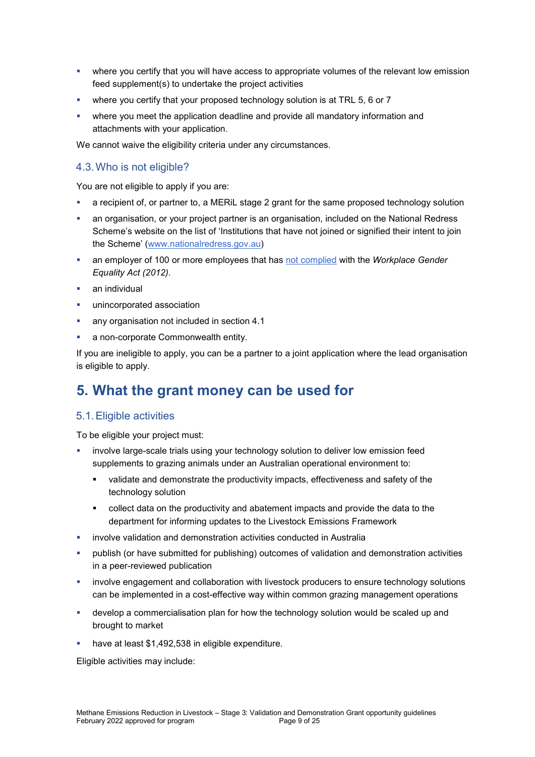- where you certify that you will have access to appropriate volumes of the relevant low emission feed supplement(s) to undertake the project activities
- where you certify that your proposed technology solution is at TRL 5, 6 or 7
- where you meet the application deadline and provide all mandatory information and attachments with your application.

We cannot waive the eligibility criteria under any circumstances.

### 4.3. Who is not eligible?

You are not eligible to apply if you are:

- a recipient of, or partner to, a MERiL stage 2 grant for the same proposed technology solution
- an organisation, or your project partner is an organisation, included on the National Redress Scheme's website on the list of 'Institutions that have not joined or signified their intent to join the Scheme' (www.nationalredress.gov.au)
- an employer of 100 or more employees that has not complied with the *Workplace Gender Equality Act (2012)*.
- an individual
- unincorporated association
- any organisation not included in section 4.1
- a non-corporate Commonwealth entity.

If you are ineligible to apply, you can be a partner to a joint application where the lead organisation is eligible to apply.

## 5. What the grant money can be used for

### 5.1. Eligible activities

To be eligible your project must:

- involve large-scale trials using your technology solution to deliver low emission feed supplements to grazing animals under an Australian operational environment to:
  - validate and demonstrate the productivity impacts, effectiveness and safety of the technology solution
  - collect data on the productivity and abatement impacts and provide the data to the department for informing updates to the Livestock Emissions Framework
- involve validation and demonstration activities conducted in Australia
- publish (or have submitted for publishing) outcomes of validation and demonstration activities in a peer-reviewed publication
- involve engagement and collaboration with livestock producers to ensure technology solutions can be implemented in a cost-effective way within common grazing management operations
- develop a commercialisation plan for how the technology solution would be scaled up and brought to market
- have at least $1,492,538 in eligible expenditure.

Eligible activities may include: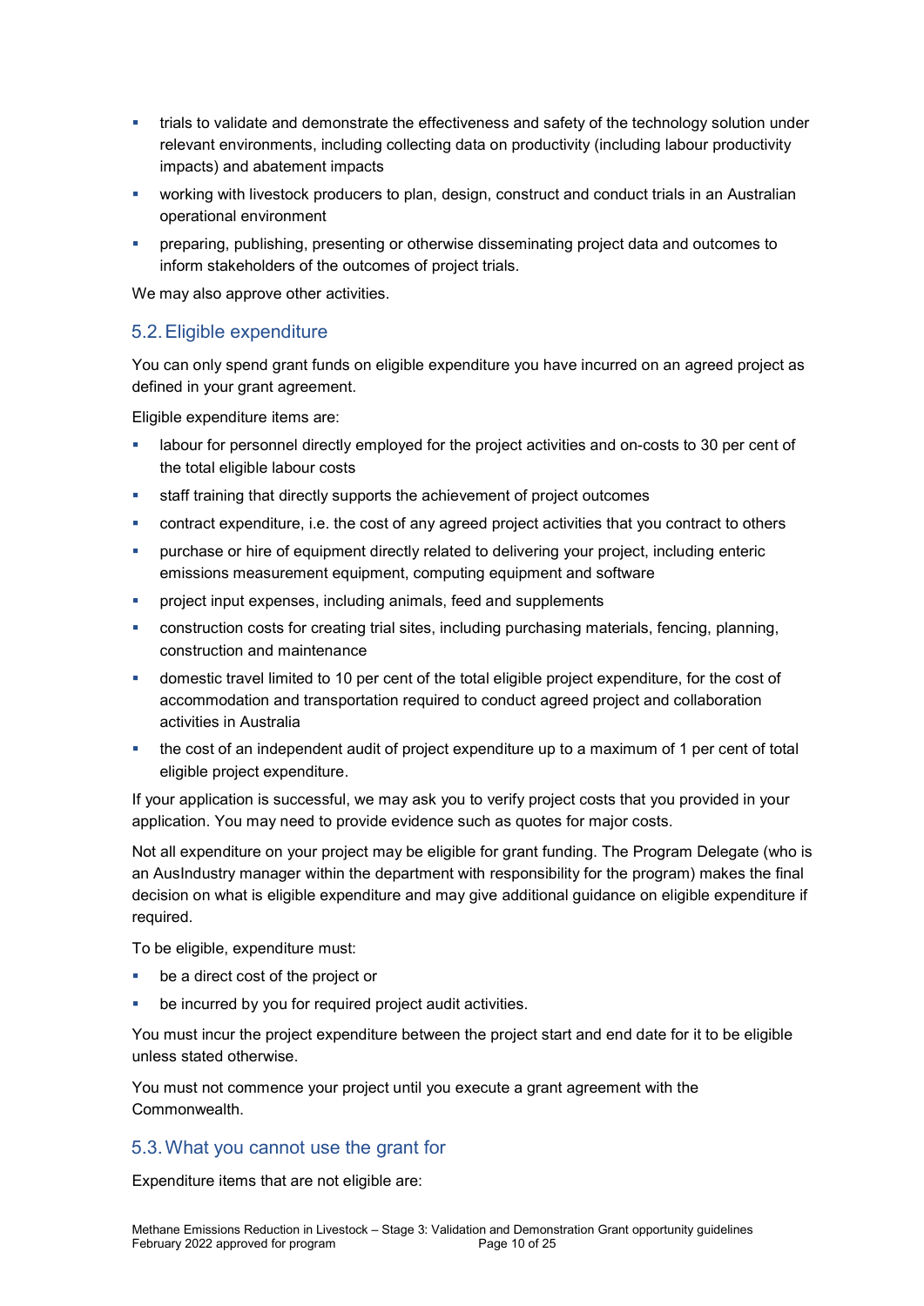- trials to validate and demonstrate the effectiveness and safety of the technology solution under relevant environments, including collecting data on productivity (including labour productivity impacts) and abatement impacts
- working with livestock producers to plan, design, construct and conduct trials in an Australian operational environment
- preparing, publishing, presenting or otherwise disseminating project data and outcomes to inform stakeholders of the outcomes of project trials.

We may also approve other activities.

## 5.2. Eligible expenditure

You can only spend grant funds on eligible expenditure you have incurred on an agreed project as defined in your grant agreement.

Eligible expenditure items are:

- labour for personnel directly employed for the project activities and on-costs to 30 per cent of the total eligible labour costs
- staff training that directly supports the achievement of project outcomes
- contract expenditure, i.e. the cost of any agreed project activities that you contract to others
- purchase or hire of equipment directly related to delivering your project, including enteric emissions measurement equipment, computing equipment and software
- project input expenses, including animals, feed and supplements
- construction costs for creating trial sites, including purchasing materials, fencing, planning, construction and maintenance
- domestic travel limited to 10 per cent of the total eligible project expenditure, for the cost of accommodation and transportation required to conduct agreed project and collaboration activities in Australia
- the cost of an independent audit of project expenditure up to a maximum of 1 per cent of total eligible project expenditure.

If your application is successful, we may ask you to verify project costs that you provided in your application. You may need to provide evidence such as quotes for major costs.

Not all expenditure on your project may be eligible for grant funding. The Program Delegate (who is an AusIndustry manager within the department with responsibility for the program) makes the final decision on what is eligible expenditure and may give additional guidance on eligible expenditure if required.

To be eligible, expenditure must:

- be a direct cost of the project or
- be incurred by you for required project audit activities.

You must incur the project expenditure between the project start and end date for it to be eligible unless stated otherwise.

You must not commence your project until you execute a grant agreement with the Commonwealth.

## 5.3. What you cannot use the grant for

Expenditure items that are not eligible are: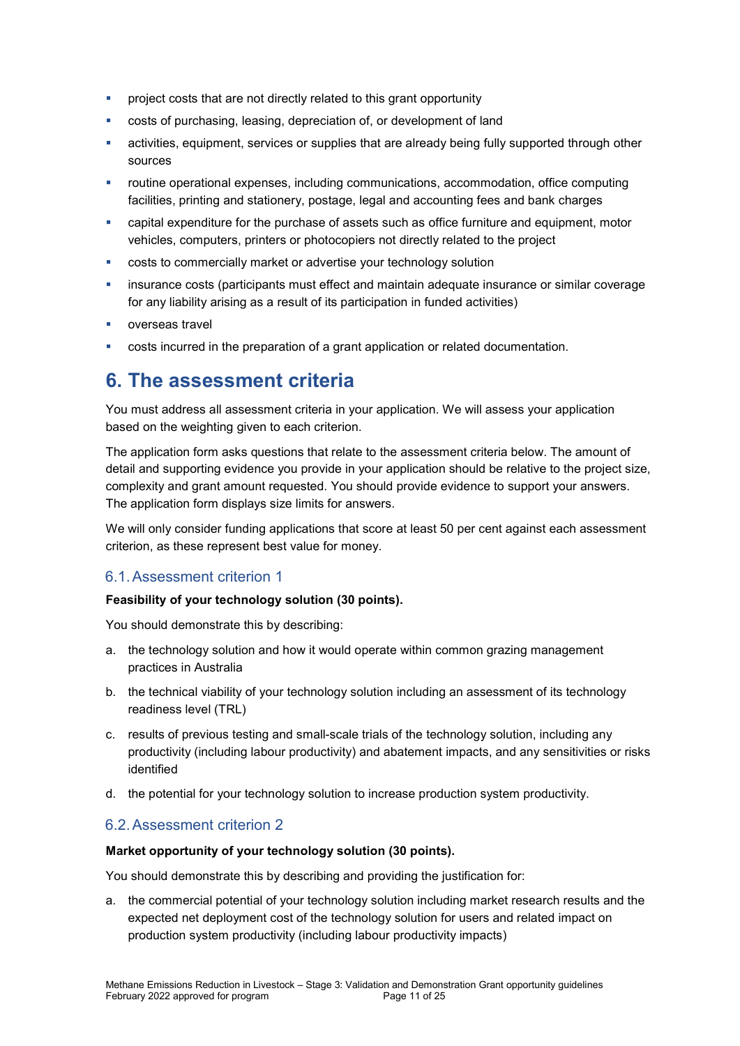- project costs that are not directly related to this grant opportunity
- costs of purchasing, leasing, depreciation of, or development of land
- activities, equipment, services or supplies that are already being fully supported through other sources
- routine operational expenses, including communications, accommodation, office computing facilities, printing and stationery, postage, legal and accounting fees and bank charges
- capital expenditure for the purchase of assets such as office furniture and equipment, motor vehicles, computers, printers or photocopiers not directly related to the project
- costs to commercially market or advertise your technology solution
- insurance costs (participants must effect and maintain adequate insurance or similar coverage for any liability arising as a result of its participation in funded activities)
- overseas travel
- costs incurred in the preparation of a grant application or related documentation.

# 6. The assessment criteria

You must address all assessment criteria in your application. We will assess your application based on the weighting given to each criterion.

The application form asks questions that relate to the assessment criteria below. The amount of detail and supporting evidence you provide in your application should be relative to the project size, complexity and grant amount requested. You should provide evidence to support your answers. The application form displays size limits for answers.

We will only consider funding applications that score at least 50 per cent against each assessment criterion, as these represent best value for money.

## 6.1. Assessment criterion 1

**Feasibility of your technology solution (30 points).**

You should demonstrate this by describing:

a. the technology solution and how it would operate within common grazing management practices in Australia
b. the technical viability of your technology solution including an assessment of its technology readiness level (TRL)
c. results of previous testing and small-scale trials of the technology solution, including any productivity (including labour productivity) and abatement impacts, and any sensitivities or risks identified
d. the potential for your technology solution to increase production system productivity.

## 6.2. Assessment criterion 2

**Market opportunity of your technology solution (30 points).**

You should demonstrate this by describing and providing the justification for:

a. the commercial potential of your technology solution including market research results and the expected net deployment cost of the technology solution for users and related impact on production system productivity (including labour productivity impacts)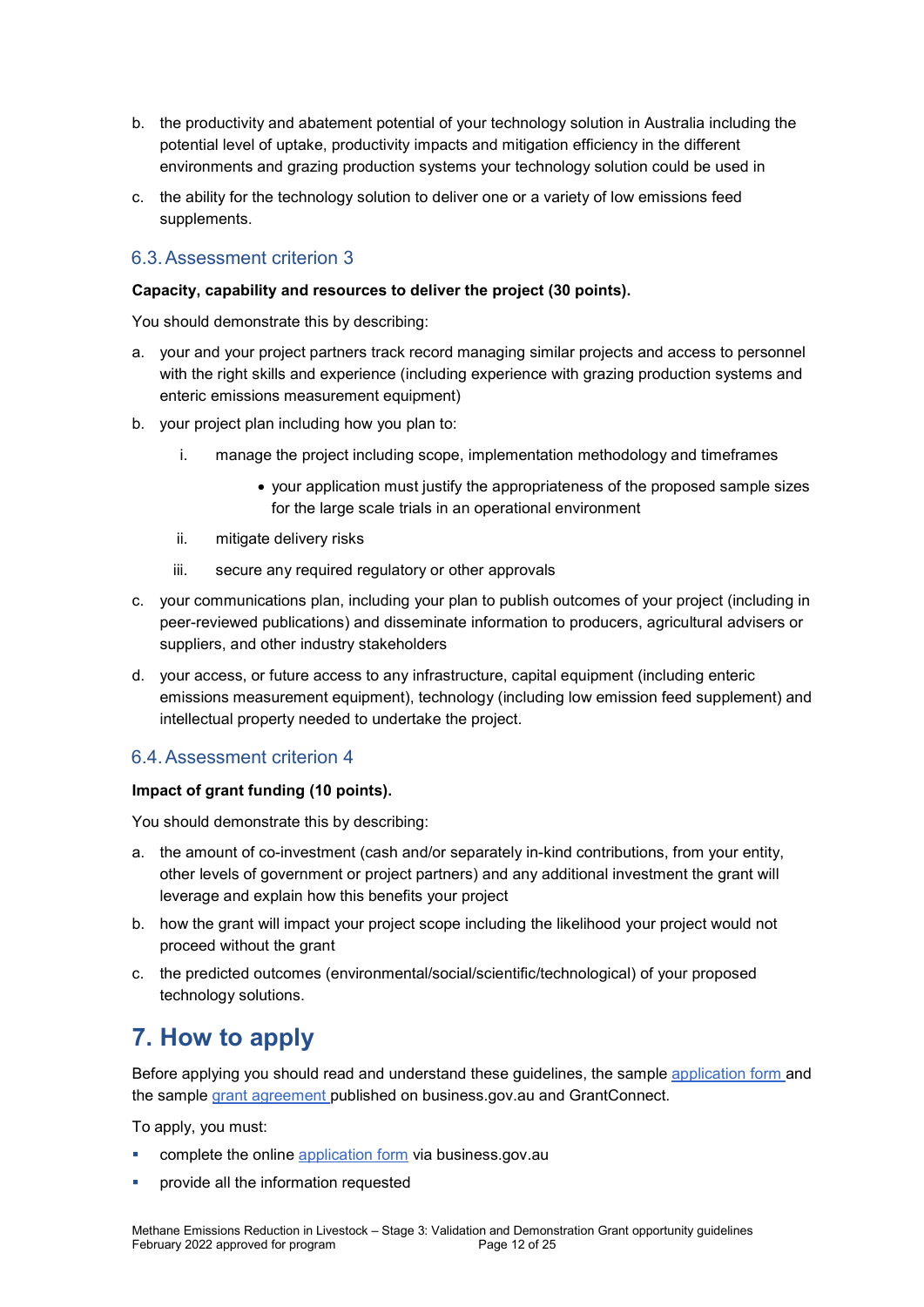b. the productivity and abatement potential of your technology solution in Australia including the potential level of uptake, productivity impacts and mitigation efficiency in the different environments and grazing production systems your technology solution could be used in

c. the ability for the technology solution to deliver one or a variety of low emissions feed supplements.

## 6.3. Assessment criterion 3

**Capacity, capability and resources to deliver the project (30 points).**

You should demonstrate this by describing:

a. your and your project partners track record managing similar projects and access to personnel with the right skills and experience (including experience with grazing production systems and enteric emissions measurement equipment)

b. your project plan including how you plan to:

   i. manage the project including scope, implementation methodology and timeframes

      - your application must justify the appropriateness of the proposed sample sizes for the large scale trials in an operational environment

   ii. mitigate delivery risks

   iii. secure any required regulatory or other approvals

c. your communications plan, including your plan to publish outcomes of your project (including in peer-reviewed publications) and disseminate information to producers, agricultural advisers or suppliers, and other industry stakeholders

d. your access, or future access to any infrastructure, capital equipment (including enteric emissions measurement equipment), technology (including low emission feed supplement) and intellectual property needed to undertake the project.

## 6.4. Assessment criterion 4

**Impact of grant funding (10 points).**

You should demonstrate this by describing:

a. the amount of co-investment (cash and/or separately in-kind contributions, from your entity, other levels of government or project partners) and any additional investment the grant will leverage and explain how this benefits your project

b. how the grant will impact your project scope including the likelihood your project would not proceed without the grant

c. the predicted outcomes (environmental/social/scientific/technological) of your proposed technology solutions.

# 7. How to apply

Before applying you should read and understand these guidelines, the sample application form and the sample grant agreement published on business.gov.au and GrantConnect.

To apply, you must:

- complete the online application form via business.gov.au
- provide all the information requested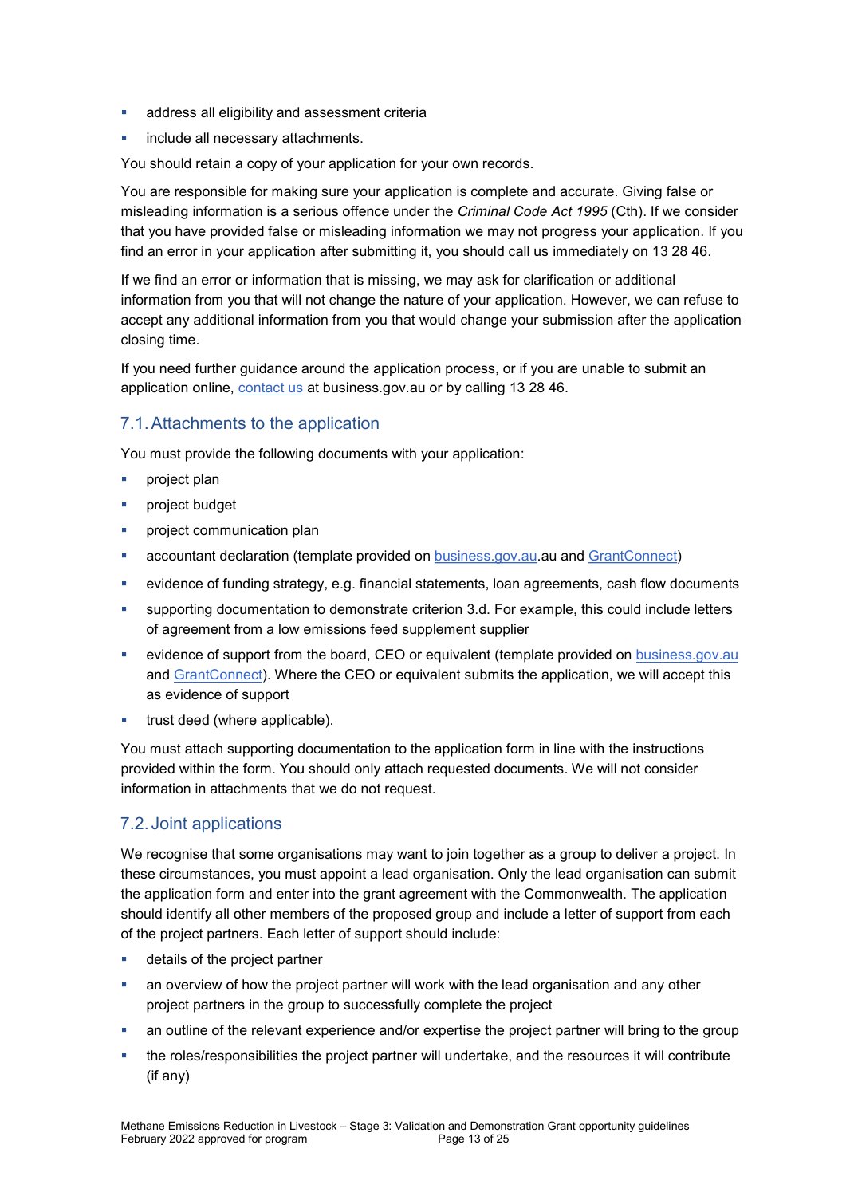- address all eligibility and assessment criteria
- include all necessary attachments.

You should retain a copy of your application for your own records.

You are responsible for making sure your application is complete and accurate. Giving false or misleading information is a serious offence under the *Criminal Code Act 1995* (Cth). If we consider that you have provided false or misleading information we may not progress your application. If you find an error in your application after submitting it, you should call us immediately on 13 28 46.

If we find an error or information that is missing, we may ask for clarification or additional information from you that will not change the nature of your application. However, we can refuse to accept any additional information from you that would change your submission after the application closing time.

If you need further guidance around the application process, or if you are unable to submit an application online, [contact us](contact us) at business.gov.au or by calling 13 28 46.

## 7.1. Attachments to the application

You must provide the following documents with your application:

- project plan
- project budget
- project communication plan
- accountant declaration (template provided on [business.gov.au](business.gov.au).au and [GrantConnect](GrantConnect))
- evidence of funding strategy, e.g. financial statements, loan agreements, cash flow documents
- supporting documentation to demonstrate criterion 3.d. For example, this could include letters of agreement from a low emissions feed supplement supplier
- evidence of support from the board, CEO or equivalent (template provided on [business.gov.au](business.gov.au) and [GrantConnect](GrantConnect)). Where the CEO or equivalent submits the application, we will accept this as evidence of support
- trust deed (where applicable).

You must attach supporting documentation to the application form in line with the instructions provided within the form. You should only attach requested documents. We will not consider information in attachments that we do not request.

## 7.2. Joint applications

We recognise that some organisations may want to join together as a group to deliver a project. In these circumstances, you must appoint a lead organisation. Only the lead organisation can submit the application form and enter into the grant agreement with the Commonwealth. The application should identify all other members of the proposed group and include a letter of support from each of the project partners. Each letter of support should include:

- details of the project partner
- an overview of how the project partner will work with the lead organisation and any other project partners in the group to successfully complete the project
- an outline of the relevant experience and/or expertise the project partner will bring to the group
- the roles/responsibilities the project partner will undertake, and the resources it will contribute (if any)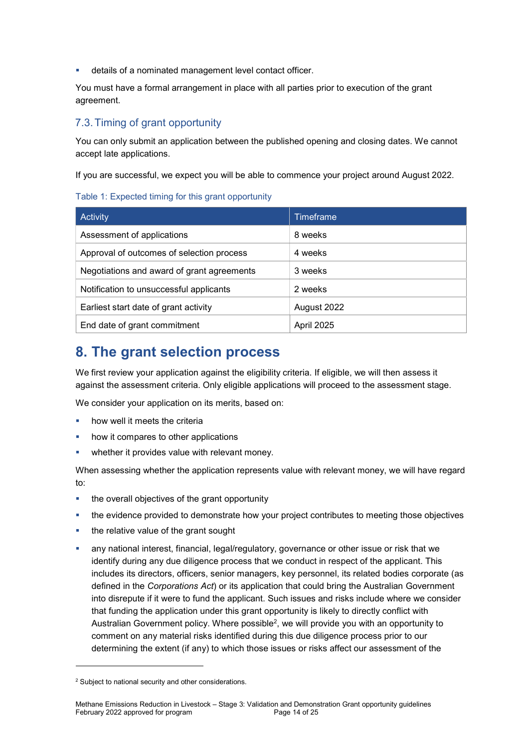- details of a nominated management level contact officer.

You must have a formal arrangement in place with all parties prior to execution of the grant agreement.

### 7.3. Timing of grant opportunity

You can only submit an application between the published opening and closing dates. We cannot accept late applications.

If you are successful, we expect you will be able to commence your project around August 2022.

Table 1: Expected timing for this grant opportunity

| Activity | Timeframe |
|---|---|
| Assessment of applications | 8 weeks |
| Approval of outcomes of selection process | 4 weeks |
| Negotiations and award of grant agreements | 3 weeks |
| Notification to unsuccessful applicants | 2 weeks |
| Earliest start date of grant activity | August 2022 |
| End date of grant commitment | April 2025 |

## 8. The grant selection process

We first review your application against the eligibility criteria. If eligible, we will then assess it against the assessment criteria. Only eligible applications will proceed to the assessment stage.

We consider your application on its merits, based on:

- how well it meets the criteria
- how it compares to other applications
- whether it provides value with relevant money.

When assessing whether the application represents value with relevant money, we will have regard to:

- the overall objectives of the grant opportunity
- the evidence provided to demonstrate how your project contributes to meeting those objectives
- the relative value of the grant sought
- any national interest, financial, legal/regulatory, governance or other issue or risk that we identify during any due diligence process that we conduct in respect of the applicant. This includes its directors, officers, senior managers, key personnel, its related bodies corporate (as defined in the *Corporations Act*) or its application that could bring the Australian Government into disrepute if it were to fund the applicant. Such issues and risks include where we consider that funding the application under this grant opportunity is likely to directly conflict with Australian Government policy. Where possible[2], we will provide you with an opportunity to comment on any material risks identified during this due diligence process prior to our determining the extent (if any) to which those issues or risks affect our assessment of the

[2] Subject to national security and other considerations.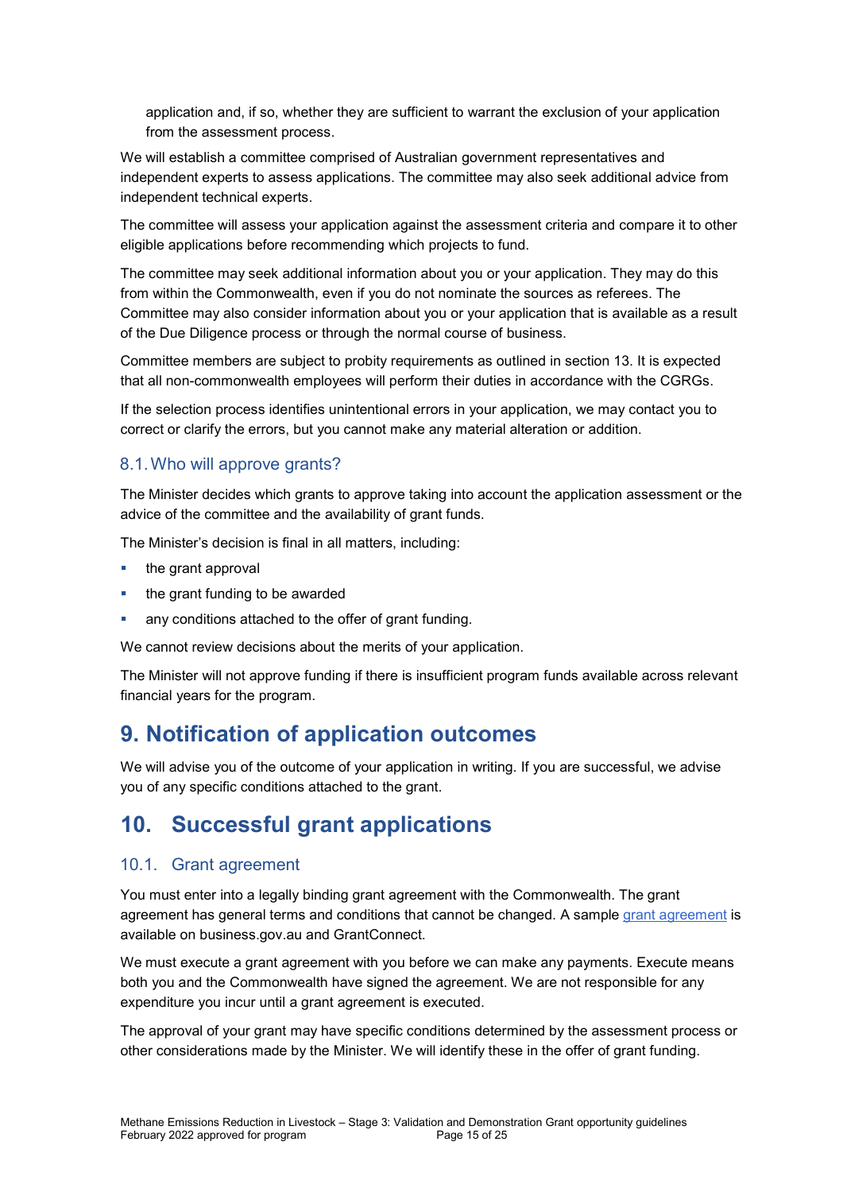application and, if so, whether they are sufficient to warrant the exclusion of your application from the assessment process.

We will establish a committee comprised of Australian government representatives and independent experts to assess applications. The committee may also seek additional advice from independent technical experts.

The committee will assess your application against the assessment criteria and compare it to other eligible applications before recommending which projects to fund.

The committee may seek additional information about you or your application. They may do this from within the Commonwealth, even if you do not nominate the sources as referees. The Committee may also consider information about you or your application that is available as a result of the Due Diligence process or through the normal course of business.

Committee members are subject to probity requirements as outlined in section 13. It is expected that all non-commonwealth employees will perform their duties in accordance with the CGRGs.

If the selection process identifies unintentional errors in your application, we may contact you to correct or clarify the errors, but you cannot make any material alteration or addition.

### 8.1. Who will approve grants?

The Minister decides which grants to approve taking into account the application assessment or the advice of the committee and the availability of grant funds.

The Minister's decision is final in all matters, including:

- the grant approval
- the grant funding to be awarded
- any conditions attached to the offer of grant funding.

We cannot review decisions about the merits of your application.

The Minister will not approve funding if there is insufficient program funds available across relevant financial years for the program.

## 9. Notification of application outcomes

We will advise you of the outcome of your application in writing. If you are successful, we advise you of any specific conditions attached to the grant.

## 10. Successful grant applications

### 10.1. Grant agreement

You must enter into a legally binding grant agreement with the Commonwealth. The grant agreement has general terms and conditions that cannot be changed. A sample grant agreement is available on business.gov.au and GrantConnect.

We must execute a grant agreement with you before we can make any payments. Execute means both you and the Commonwealth have signed the agreement. We are not responsible for any expenditure you incur until a grant agreement is executed.

The approval of your grant may have specific conditions determined by the assessment process or other considerations made by the Minister. We will identify these in the offer of grant funding.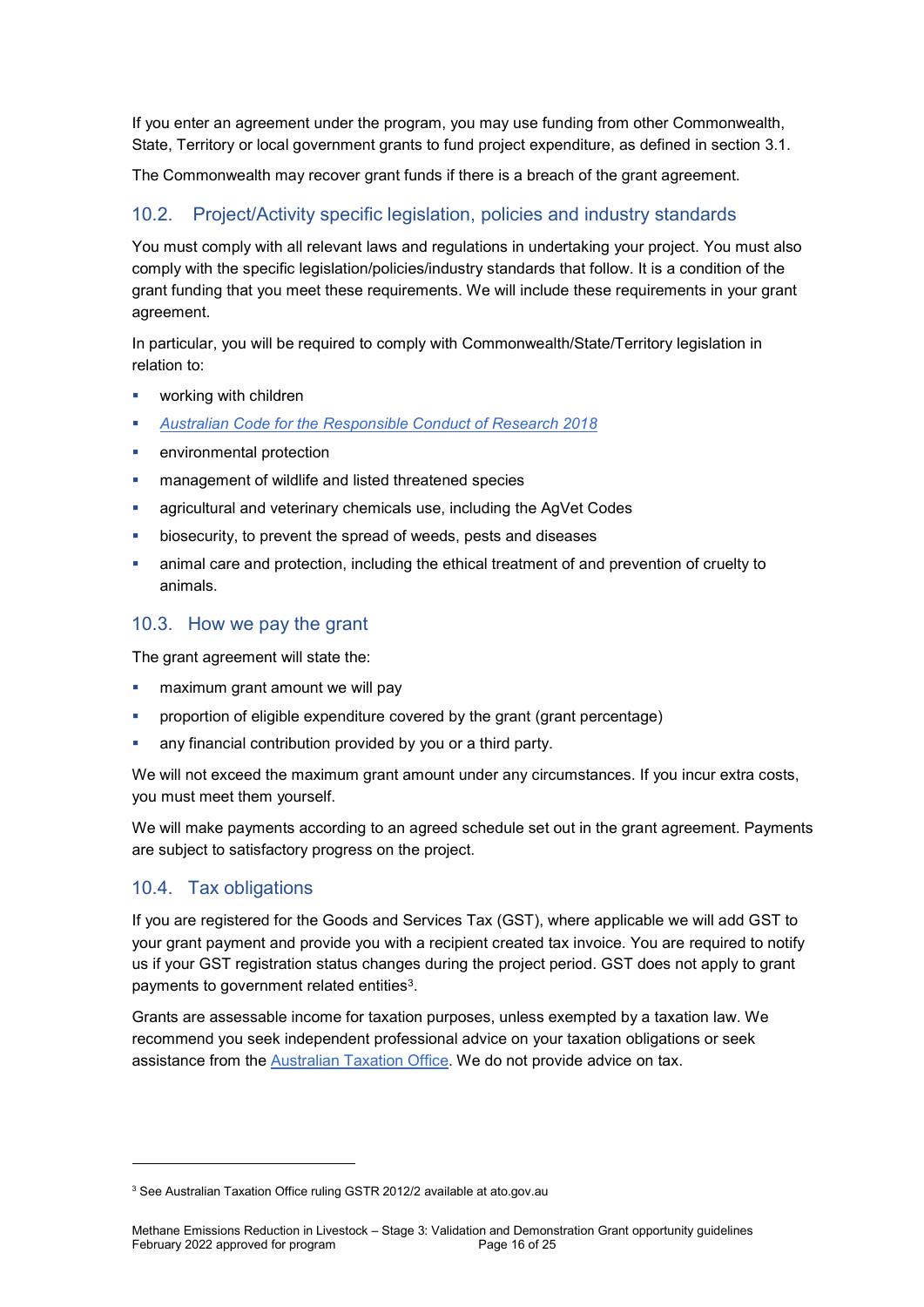If you enter an agreement under the program, you may use funding from other Commonwealth, State, Territory or local government grants to fund project expenditure, as defined in section 3.1.

The Commonwealth may recover grant funds if there is a breach of the grant agreement.

## 10.2. Project/Activity specific legislation, policies and industry standards

You must comply with all relevant laws and regulations in undertaking your project. You must also comply with the specific legislation/policies/industry standards that follow. It is a condition of the grant funding that you meet these requirements. We will include these requirements in your grant agreement.

In particular, you will be required to comply with Commonwealth/State/Territory legislation in relation to:

- working with children
- *Australian Code for the Responsible Conduct of Research 2018*
- environmental protection
- management of wildlife and listed threatened species
- agricultural and veterinary chemicals use, including the AgVet Codes
- biosecurity, to prevent the spread of weeds, pests and diseases
- animal care and protection, including the ethical treatment of and prevention of cruelty to animals.

## 10.3. How we pay the grant

The grant agreement will state the:

- maximum grant amount we will pay
- proportion of eligible expenditure covered by the grant (grant percentage)
- any financial contribution provided by you or a third party.

We will not exceed the maximum grant amount under any circumstances. If you incur extra costs, you must meet them yourself.

We will make payments according to an agreed schedule set out in the grant agreement. Payments are subject to satisfactory progress on the project.

## 10.4. Tax obligations

If you are registered for the Goods and Services Tax (GST), where applicable we will add GST to your grant payment and provide you with a recipient created tax invoice. You are required to notify us if your GST registration status changes during the project period. GST does not apply to grant payments to government related entities[3].

Grants are assessable income for taxation purposes, unless exempted by a taxation law. We recommend you seek independent professional advice on your taxation obligations or seek assistance from the Australian Taxation Office. We do not provide advice on tax.

[3] See Australian Taxation Office ruling GSTR 2012/2 available at ato.gov.au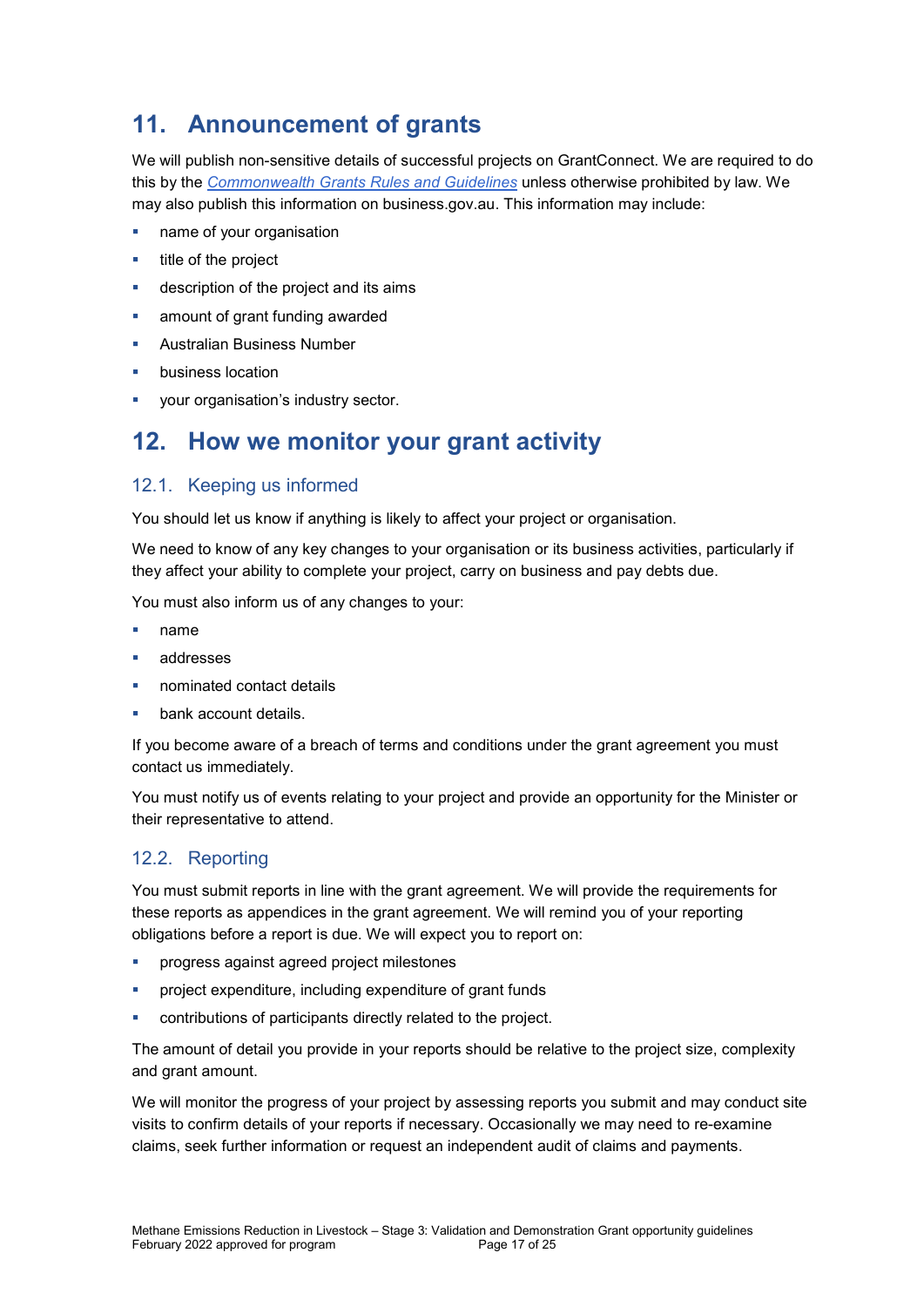# 11. Announcement of grants

We will publish non-sensitive details of successful projects on GrantConnect. We are required to do this by the *Commonwealth Grants Rules and Guidelines* unless otherwise prohibited by law. We may also publish this information on business.gov.au. This information may include:

- name of your organisation
- title of the project
- description of the project and its aims
- amount of grant funding awarded
- Australian Business Number
- business location
- your organisation's industry sector.

# 12. How we monitor your grant activity

## 12.1. Keeping us informed

You should let us know if anything is likely to affect your project or organisation.

We need to know of any key changes to your organisation or its business activities, particularly if they affect your ability to complete your project, carry on business and pay debts due.

You must also inform us of any changes to your:

- name
- addresses
- nominated contact details
- bank account details.

If you become aware of a breach of terms and conditions under the grant agreement you must contact us immediately.

You must notify us of events relating to your project and provide an opportunity for the Minister or their representative to attend.

## 12.2. Reporting

You must submit reports in line with the grant agreement. We will provide the requirements for these reports as appendices in the grant agreement. We will remind you of your reporting obligations before a report is due. We will expect you to report on:

- progress against agreed project milestones
- project expenditure, including expenditure of grant funds
- contributions of participants directly related to the project.

The amount of detail you provide in your reports should be relative to the project size, complexity and grant amount.

We will monitor the progress of your project by assessing reports you submit and may conduct site visits to confirm details of your reports if necessary. Occasionally we may need to re-examine claims, seek further information or request an independent audit of claims and payments.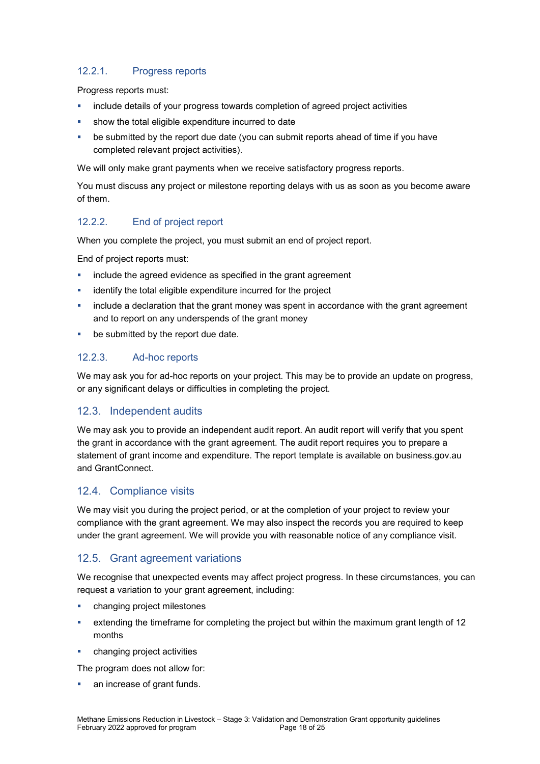#### 12.2.1. Progress reports

Progress reports must:

- include details of your progress towards completion of agreed project activities
- show the total eligible expenditure incurred to date
- be submitted by the report due date (you can submit reports ahead of time if you have completed relevant project activities).

We will only make grant payments when we receive satisfactory progress reports.

You must discuss any project or milestone reporting delays with us as soon as you become aware of them.

#### 12.2.2. End of project report

When you complete the project, you must submit an end of project report.

End of project reports must:

- include the agreed evidence as specified in the grant agreement
- identify the total eligible expenditure incurred for the project
- include a declaration that the grant money was spent in accordance with the grant agreement and to report on any underspends of the grant money
- be submitted by the report due date.

#### 12.2.3. Ad-hoc reports

We may ask you for ad-hoc reports on your project. This may be to provide an update on progress, or any significant delays or difficulties in completing the project.

### 12.3. Independent audits

We may ask you to provide an independent audit report. An audit report will verify that you spent the grant in accordance with the grant agreement. The audit report requires you to prepare a statement of grant income and expenditure. The report template is available on business.gov.au and GrantConnect.

### 12.4. Compliance visits

We may visit you during the project period, or at the completion of your project to review your compliance with the grant agreement. We may also inspect the records you are required to keep under the grant agreement. We will provide you with reasonable notice of any compliance visit.

### 12.5. Grant agreement variations

We recognise that unexpected events may affect project progress. In these circumstances, you can request a variation to your grant agreement, including:

- changing project milestones
- extending the timeframe for completing the project but within the maximum grant length of 12 months
- changing project activities

The program does not allow for:

- an increase of grant funds.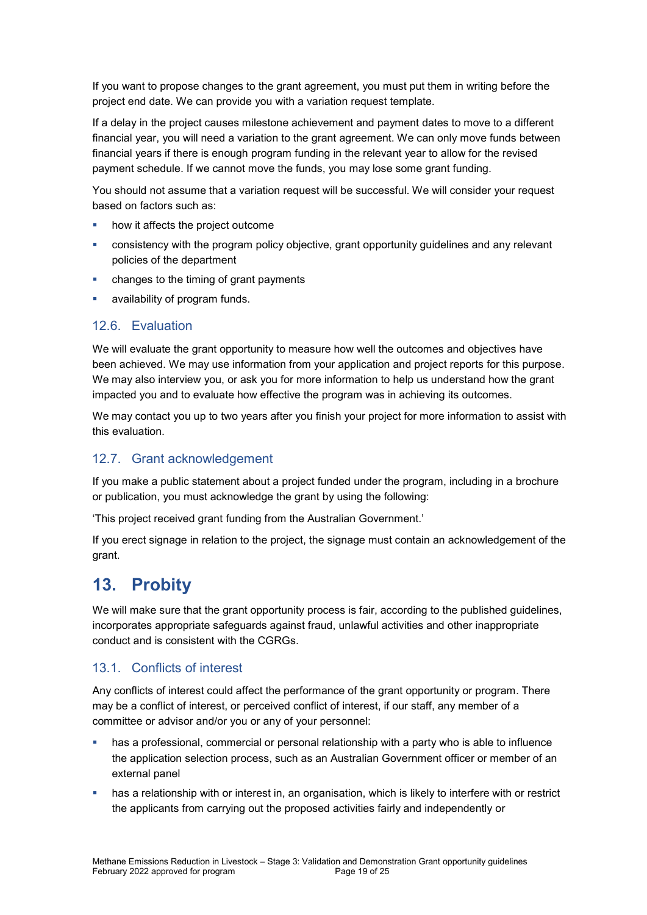If you want to propose changes to the grant agreement, you must put them in writing before the project end date. We can provide you with a variation request template.

If a delay in the project causes milestone achievement and payment dates to move to a different financial year, you will need a variation to the grant agreement. We can only move funds between financial years if there is enough program funding in the relevant year to allow for the revised payment schedule. If we cannot move the funds, you may lose some grant funding.

You should not assume that a variation request will be successful. We will consider your request based on factors such as:

- how it affects the project outcome
- consistency with the program policy objective, grant opportunity guidelines and any relevant policies of the department
- changes to the timing of grant payments
- availability of program funds.

### 12.6. Evaluation

We will evaluate the grant opportunity to measure how well the outcomes and objectives have been achieved. We may use information from your application and project reports for this purpose. We may also interview you, or ask you for more information to help us understand how the grant impacted you and to evaluate how effective the program was in achieving its outcomes.

We may contact you up to two years after you finish your project for more information to assist with this evaluation.

### 12.7. Grant acknowledgement

If you make a public statement about a project funded under the program, including in a brochure or publication, you must acknowledge the grant by using the following:

'This project received grant funding from the Australian Government.'

If you erect signage in relation to the project, the signage must contain an acknowledgement of the grant.

## 13. Probity

We will make sure that the grant opportunity process is fair, according to the published guidelines, incorporates appropriate safeguards against fraud, unlawful activities and other inappropriate conduct and is consistent with the CGRGs.

### 13.1. Conflicts of interest

Any conflicts of interest could affect the performance of the grant opportunity or program. There may be a conflict of interest, or perceived conflict of interest, if our staff, any member of a committee or advisor and/or you or any of your personnel:

- has a professional, commercial or personal relationship with a party who is able to influence the application selection process, such as an Australian Government officer or member of an external panel
- has a relationship with or interest in, an organisation, which is likely to interfere with or restrict the applicants from carrying out the proposed activities fairly and independently or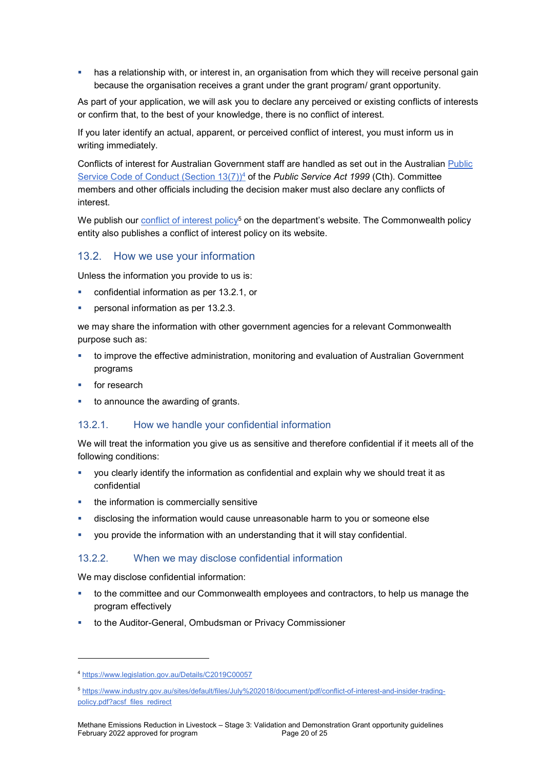- has a relationship with, or interest in, an organisation from which they will receive personal gain because the organisation receives a grant under the grant program/ grant opportunity.

As part of your application, we will ask you to declare any perceived or existing conflicts of interests or confirm that, to the best of your knowledge, there is no conflict of interest.

If you later identify an actual, apparent, or perceived conflict of interest, you must inform us in writing immediately.

Conflicts of interest for Australian Government staff are handled as set out in the Australian [Public Service Code of Conduct (Section 13(7))](https://www.legislation.gov.au/Details/C2019C00057)[4] of the *Public Service Act 1999* (Cth). Committee members and other officials including the decision maker must also declare any conflicts of interest.

We publish our [conflict of interest policy](https://www.industry.gov.au/sites/default/files/July%202018/document/pdf/conflict-of-interest-and-insider-trading-policy.pdf?acsf_files_redirect)[5] on the department's website. The Commonwealth policy entity also publishes a conflict of interest policy on its website.

## 13.2. How we use your information

Unless the information you provide to us is:

- confidential information as per 13.2.1, or
- personal information as per 13.2.3.

we may share the information with other government agencies for a relevant Commonwealth purpose such as:

- to improve the effective administration, monitoring and evaluation of Australian Government programs
- for research
- to announce the awarding of grants.

### 13.2.1. How we handle your confidential information

We will treat the information you give us as sensitive and therefore confidential if it meets all of the following conditions:

- you clearly identify the information as confidential and explain why we should treat it as confidential
- the information is commercially sensitive
- disclosing the information would cause unreasonable harm to you or someone else
- you provide the information with an understanding that it will stay confidential.

### 13.2.2. When we may disclose confidential information

We may disclose confidential information:

- to the committee and our Commonwealth employees and contractors, to help us manage the program effectively
- to the Auditor-General, Ombudsman or Privacy Commissioner

---

[4] https://www.legislation.gov.au/Details/C2019C00057

[5] https://www.industry.gov.au/sites/default/files/July%202018/document/pdf/conflict-of-interest-and-insider-trading-policy.pdf?acsf_files_redirect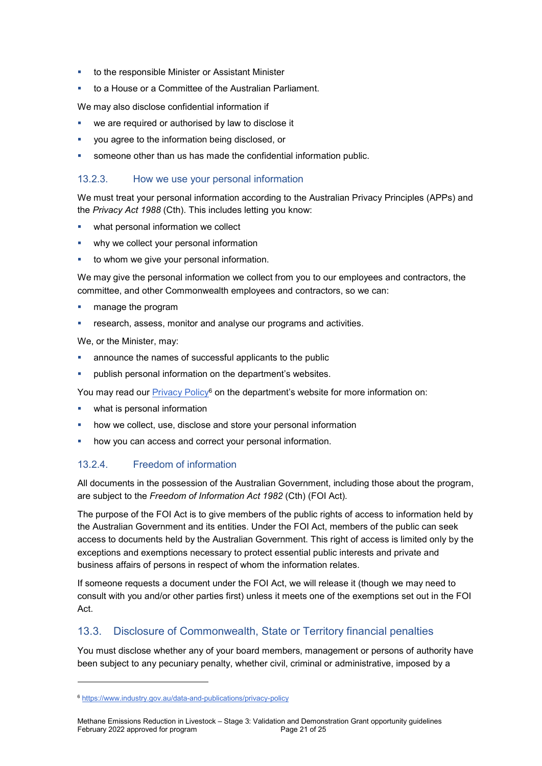- to the responsible Minister or Assistant Minister
- to a House or a Committee of the Australian Parliament.

We may also disclose confidential information if

- we are required or authorised by law to disclose it
- you agree to the information being disclosed, or
- someone other than us has made the confidential information public.

#### 13.2.3. How we use your personal information

We must treat your personal information according to the Australian Privacy Principles (APPs) and the *Privacy Act 1988* (Cth). This includes letting you know:

- what personal information we collect
- why we collect your personal information
- to whom we give your personal information.

We may give the personal information we collect from you to our employees and contractors, the committee, and other Commonwealth employees and contractors, so we can:

- manage the program
- research, assess, monitor and analyse our programs and activities.

We, or the Minister, may:

- announce the names of successful applicants to the public
- publish personal information on the department's websites.

You may read our Privacy Policy[6] on the department's website for more information on:

- what is personal information
- how we collect, use, disclose and store your personal information
- how you can access and correct your personal information.

#### 13.2.4. Freedom of information

All documents in the possession of the Australian Government, including those about the program, are subject to the *Freedom of Information Act 1982* (Cth) (FOI Act).

The purpose of the FOI Act is to give members of the public rights of access to information held by the Australian Government and its entities. Under the FOI Act, members of the public can seek access to documents held by the Australian Government. This right of access is limited only by the exceptions and exemptions necessary to protect essential public interests and private and business affairs of persons in respect of whom the information relates.

If someone requests a document under the FOI Act, we will release it (though we may need to consult with you and/or other parties first) unless it meets one of the exemptions set out in the FOI Act.

### 13.3. Disclosure of Commonwealth, State or Territory financial penalties

You must disclose whether any of your board members, management or persons of authority have been subject to any pecuniary penalty, whether civil, criminal or administrative, imposed by a

[6] https://www.industry.gov.au/data-and-publications/privacy-policy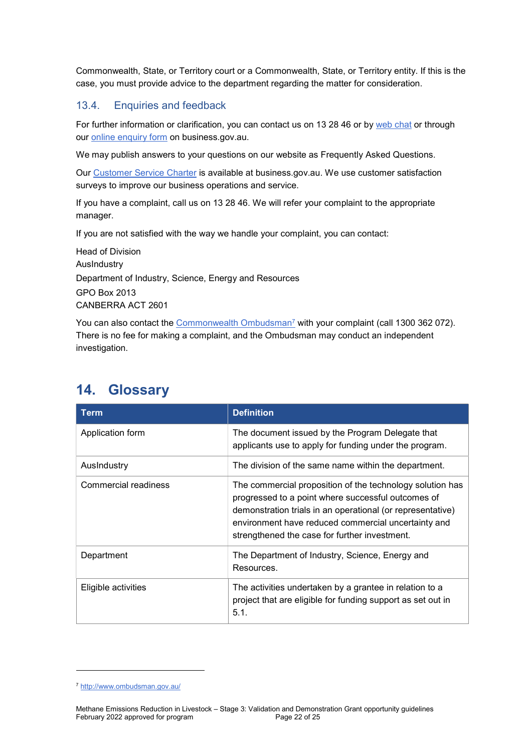Commonwealth, State, or Territory court or a Commonwealth, State, or Territory entity. If this is the case, you must provide advice to the department regarding the matter for consideration.

### 13.4. Enquiries and feedback

For further information or clarification, you can contact us on 13 28 46 or by web chat or through our online enquiry form on business.gov.au.

We may publish answers to your questions on our website as Frequently Asked Questions.

Our Customer Service Charter is available at business.gov.au. We use customer satisfaction surveys to improve our business operations and service.

If you have a complaint, call us on 13 28 46. We will refer your complaint to the appropriate manager.

If you are not satisfied with the way we handle your complaint, you can contact:

Head of Division
AusIndustry
Department of Industry, Science, Energy and Resources
GPO Box 2013
CANBERRA ACT 2601

You can also contact the Commonwealth Ombudsman[7] with your complaint (call 1300 362 072). There is no fee for making a complaint, and the Ombudsman may conduct an independent investigation.

## 14. Glossary

| Term | Definition |
|---|---|
| Application form | The document issued by the Program Delegate that applicants use to apply for funding under the program. |
| AusIndustry | The division of the same name within the department. |
| Commercial readiness | The commercial proposition of the technology solution has progressed to a point where successful outcomes of demonstration trials in an operational (or representative) environment have reduced commercial uncertainty and strengthened the case for further investment. |
| Department | The Department of Industry, Science, Energy and Resources. |
| Eligible activities | The activities undertaken by a grantee in relation to a project that are eligible for funding support as set out in 5.1. |

[7] http://www.ombudsman.gov.au/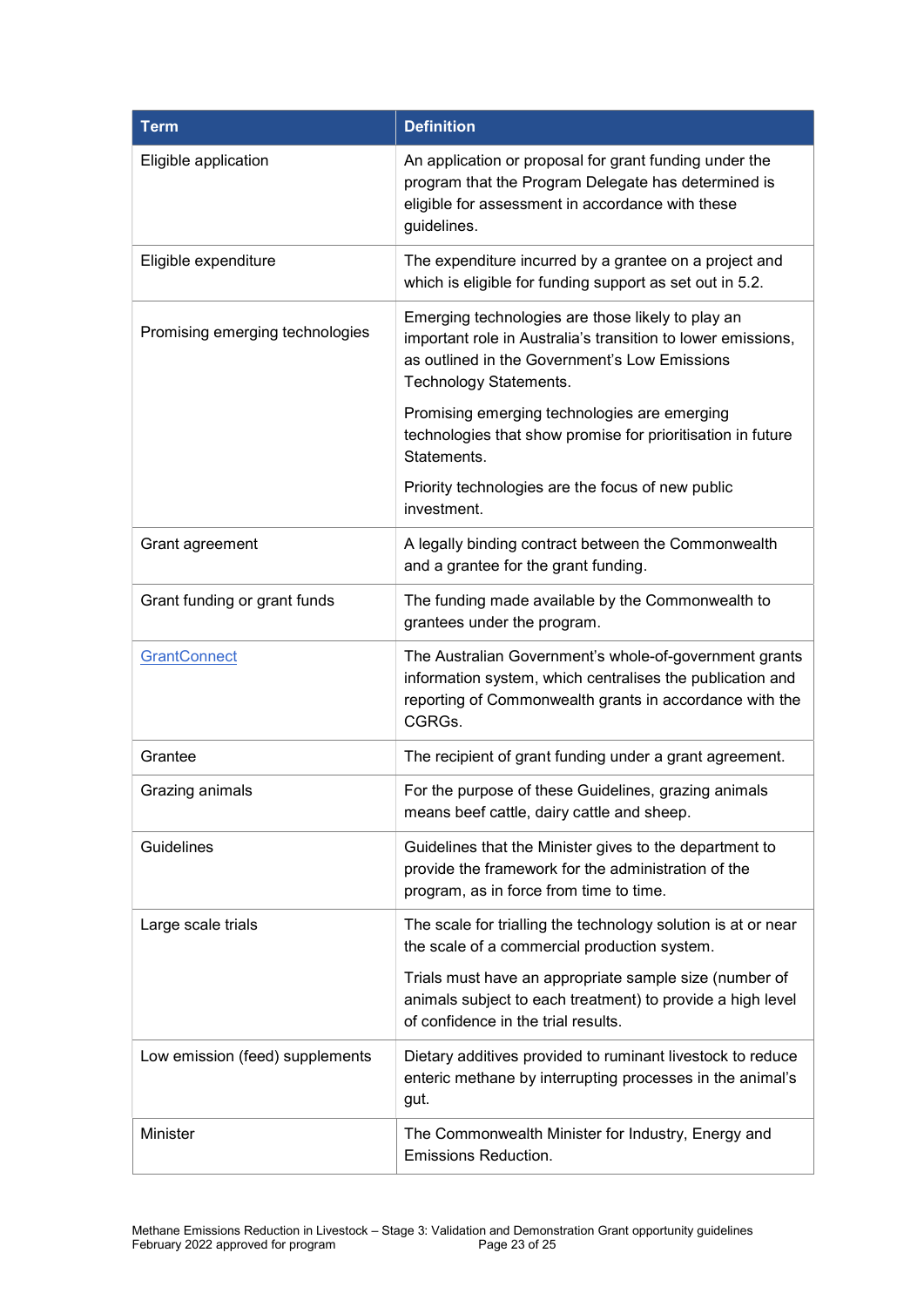| Term | Definition |
| --- | --- |
| Eligible application | An application or proposal for grant funding under the program that the Program Delegate has determined is eligible for assessment in accordance with these guidelines. |
| Eligible expenditure | The expenditure incurred by a grantee on a project and which is eligible for funding support as set out in 5.2. |
| Promising emerging technologies | Emerging technologies are those likely to play an important role in Australia's transition to lower emissions, as outlined in the Government's Low Emissions Technology Statements.<br><br>Promising emerging technologies are emerging technologies that show promise for prioritisation in future Statements.<br><br>Priority technologies are the focus of new public investment. |
| Grant agreement | A legally binding contract between the Commonwealth and a grantee for the grant funding. |
| Grant funding or grant funds | The funding made available by the Commonwealth to grantees under the program. |
| GrantConnect | The Australian Government's whole-of-government grants information system, which centralises the publication and reporting of Commonwealth grants in accordance with the CGRGs. |
| Grantee | The recipient of grant funding under a grant agreement. |
| Grazing animals | For the purpose of these Guidelines, grazing animals means beef cattle, dairy cattle and sheep. |
| Guidelines | Guidelines that the Minister gives to the department to provide the framework for the administration of the program, as in force from time to time. |
| Large scale trials | The scale for trialling the technology solution is at or near the scale of a commercial production system.<br><br>Trials must have an appropriate sample size (number of animals subject to each treatment) to provide a high level of confidence in the trial results. |
| Low emission (feed) supplements | Dietary additives provided to ruminant livestock to reduce enteric methane by interrupting processes in the animal's gut. |
| Minister | The Commonwealth Minister for Industry, Energy and Emissions Reduction. |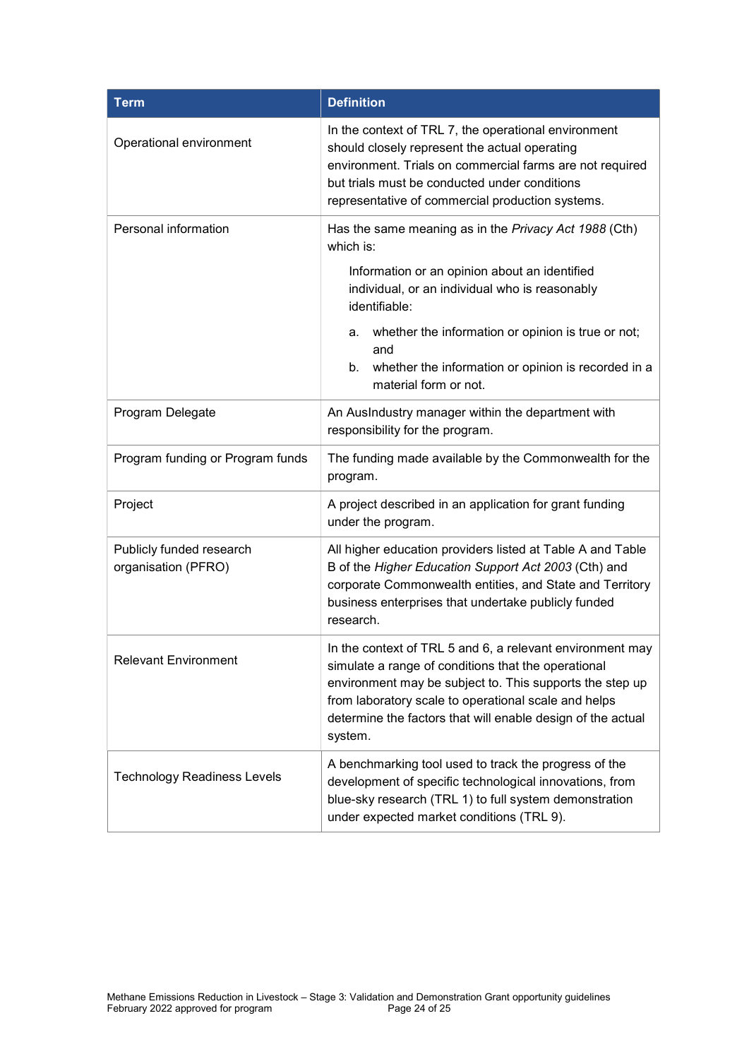| Term | Definition |
| --- | --- |
| Operational environment | In the context of TRL 7, the operational environment should closely represent the actual operating environment. Trials on commercial farms are not required but trials must be conducted under conditions representative of commercial production systems. |
| Personal information | Has the same meaning as in the *Privacy Act 1988* (Cth) which is: Information or an opinion about an identified individual, or an individual who is reasonably identifiable: a. whether the information or opinion is true or not; and b. whether the information or opinion is recorded in a material form or not. |
| Program Delegate | An AusIndustry manager within the department with responsibility for the program. |
| Program funding or Program funds | The funding made available by the Commonwealth for the program. |
| Project | A project described in an application for grant funding under the program. |
| Publicly funded research organisation (PFRO) | All higher education providers listed at Table A and Table B of the *Higher Education Support Act 2003* (Cth) and corporate Commonwealth entities, and State and Territory business enterprises that undertake publicly funded research. |
| Relevant Environment | In the context of TRL 5 and 6, a relevant environment may simulate a range of conditions that the operational environment may be subject to. This supports the step up from laboratory scale to operational scale and helps determine the factors that will enable design of the actual system. |
| Technology Readiness Levels | A benchmarking tool used to track the progress of the development of specific technological innovations, from blue-sky research (TRL 1) to full system demonstration under expected market conditions (TRL 9). |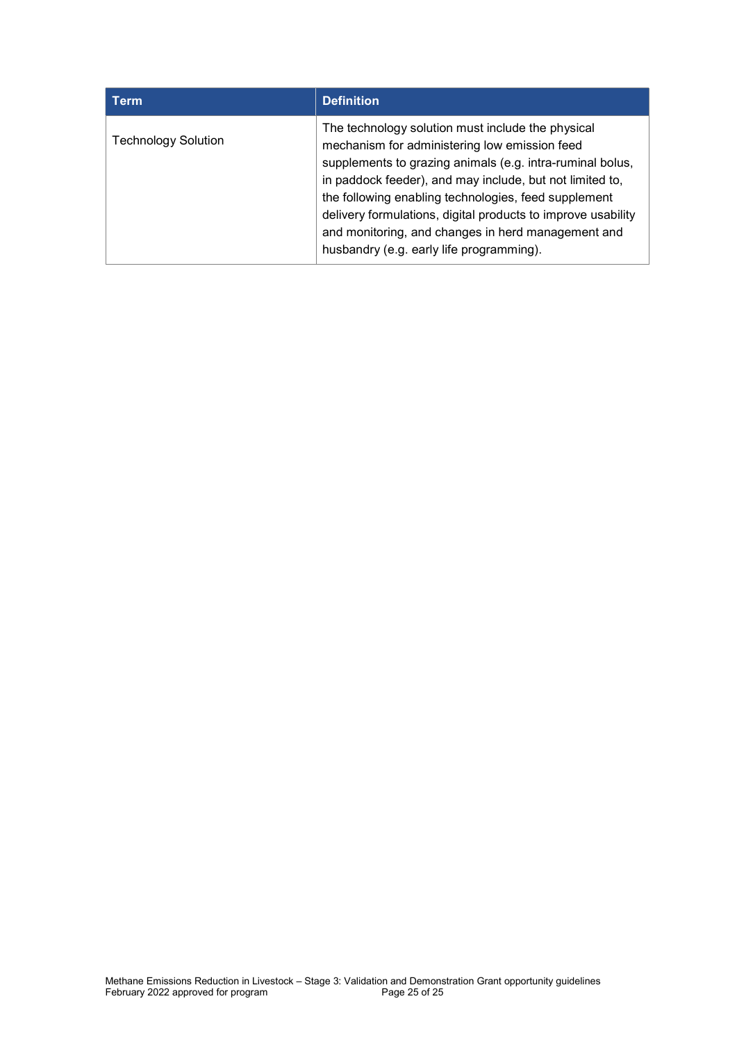| Term | Definition |
|---|---|
| Technology Solution | The technology solution must include the physical mechanism for administering low emission feed supplements to grazing animals (e.g. intra-ruminal bolus, in paddock feeder), and may include, but not limited to, the following enabling technologies, feed supplement delivery formulations, digital products to improve usability and monitoring, and changes in herd management and husbandry (e.g. early life programming). |